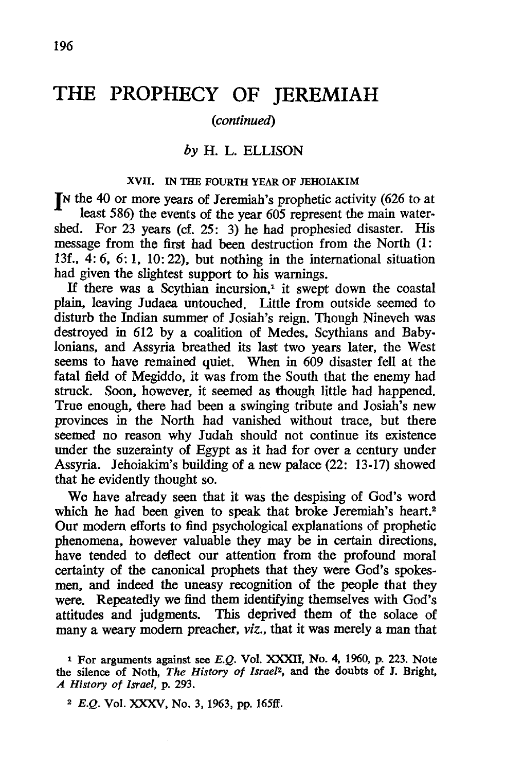# THE PROPHECY OF JEREMIAH

*(continued)*

*by* H. L. ELLISON

### XVII. IN THE FOURTH YEAR OF JEHOIAKIM

IN the 40 or more years of Jeremiah's prophetic activity (626 to at least 586) the events of the year 605 represent the main watershed. For 23 years (cf. 25: 3) he had prophesied disaster. His message from the first had been destruction from the North (1: 13f., 4: 6, 6: 1, 10: 22), but nothing in the international situation had given the slightest support to his warnings.

If there was a Scythian incursion,[1] it swept down the coastal plain, leaving Judaea untouched. Little from outside seemed to disturb the Indian summer of Josiah's reign. Though Nineveh was destroyed in 612 by a coalition of Medes, Scythians and Babylonians, and Assyria breathed its last two years later, the West seems to have remained quiet. When in 609 disaster fell at the fatal field of Megiddo, it was from the South that the enemy had struck. Soon, however, it seemed as though little had happened. True enough, there had been a swinging tribute and Josiah's new provinces in the North had vanished without trace, but there seemed no reason why Judah should not continue its existence under the suzerainty of Egypt as it had for over a century under Assyria. Jehoiakim's building of a new palace (22: 13-17) showed that he evidently thought so.

We have already seen that it was the despising of God's word which he had been given to speak that broke Jeremiah's heart.[2] Our modern efforts to find psychological explanations of prophetic phenomena, however valuable they may be in certain directions, have tended to deflect our attention from the profound moral certainty of the canonical prophets that they were God's spokesmen, and indeed the uneasy recognition of the people that they were. Repeatedly we find them identifying themselves with God's attitudes and judgments. This deprived them of the solace of many a weary modern preacher, *viz.*, that it was merely a man that

---

[1] For arguments against see *E.Q.* Vol. XXXII, No. 4, 1960, p. 223. Note the silence of Noth, *The History of Israel*[2], and the doubts of J. Bright, *A History of Israel*, p. 293.

[2] *E.Q.* Vol. XXXV, No. 3, 1963, pp. 165ff.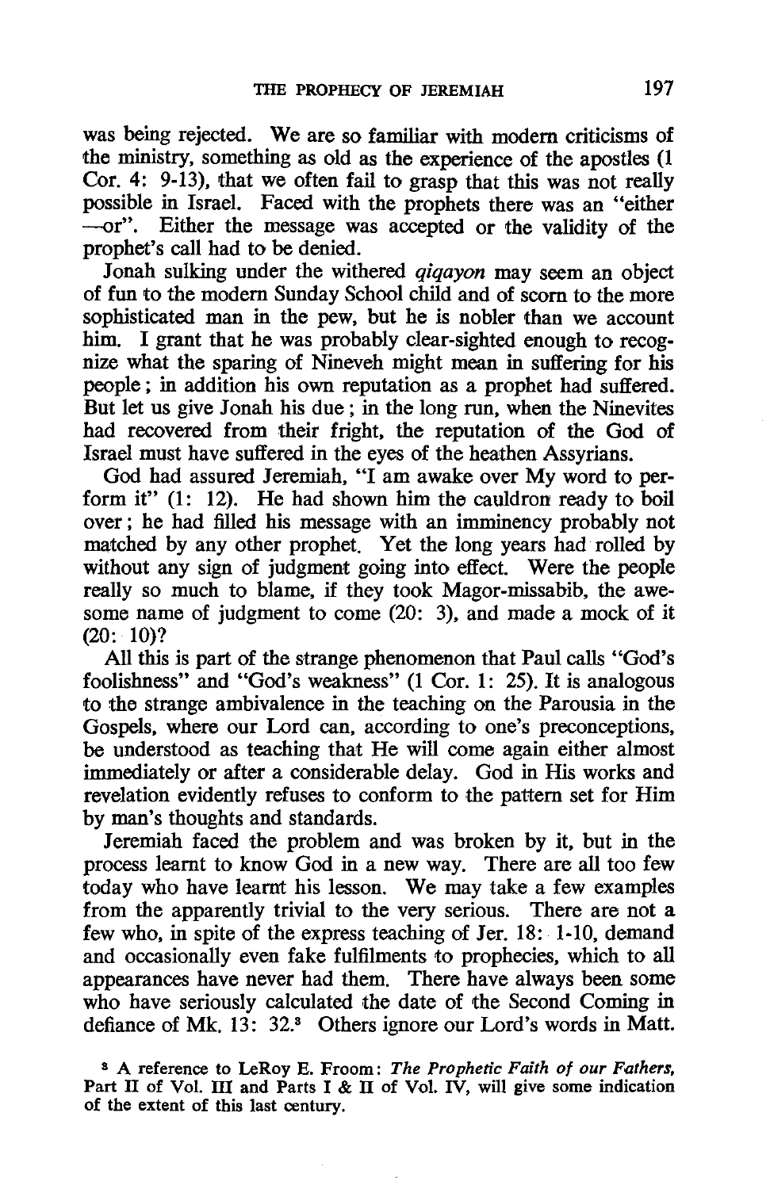was being rejected. We are so familiar with modern criticisms of the ministry, something as old as the experience of the apostles (1 Cor. 4: 9-13), that we often fail to grasp that this was not really possible in Israel. Faced with the prophets there was an "either—or". Either the message was accepted or the validity of the prophet's call had to be denied.

Jonah sulking under the withered *qiqayon* may seem an object of fun to the modern Sunday School child and of scorn to the more sophisticated man in the pew, but he is nobler than we account him. I grant that he was probably clear-sighted enough to recognize what the sparing of Nineveh might mean in suffering for his people; in addition his own reputation as a prophet had suffered. But let us give Jonah his due; in the long run, when the Ninevites had recovered from their fright, the reputation of the God of Israel must have suffered in the eyes of the heathen Assyrians.

God had assured Jeremiah, "I am awake over My word to perform it" (1: 12). He had shown him the cauldron ready to boil over; he had filled his message with an imminency probably not matched by any other prophet. Yet the long years had rolled by without any sign of judgment going into effect. Were the people really so much to blame, if they took Magor-missabib, the awesome name of judgment to come (20: 3), and made a mock of it (20: 10)?

All this is part of the strange phenomenon that Paul calls "God's foolishness" and "God's weakness" (1 Cor. 1: 25). It is analogous to the strange ambivalence in the teaching on the Parousia in the Gospels, where our Lord can, according to one's preconceptions, be understood as teaching that He will come again either almost immediately or after a considerable delay. God in His works and revelation evidently refuses to conform to the pattern set for Him by man's thoughts and standards.

Jeremiah faced the problem and was broken by it, but in the process learnt to know God in a new way. There are all too few today who have learnt his lesson. We may take a few examples from the apparently trivial to the very serious. There are not a few who, in spite of the express teaching of Jer. 18: 1-10, demand and occasionally even fake fulfilments to prophecies, which to all appearances have never had them. There have always been some who have seriously calculated the date of the Second Coming in defiance of Mk. 13: 32.[3] Others ignore our Lord's words in Matt.

[3] A reference to LeRoy E. Froom: *The Prophetic Faith of our Fathers*, Part II of Vol. III and Parts I & II of Vol. IV, will give some indication of the extent of this last century.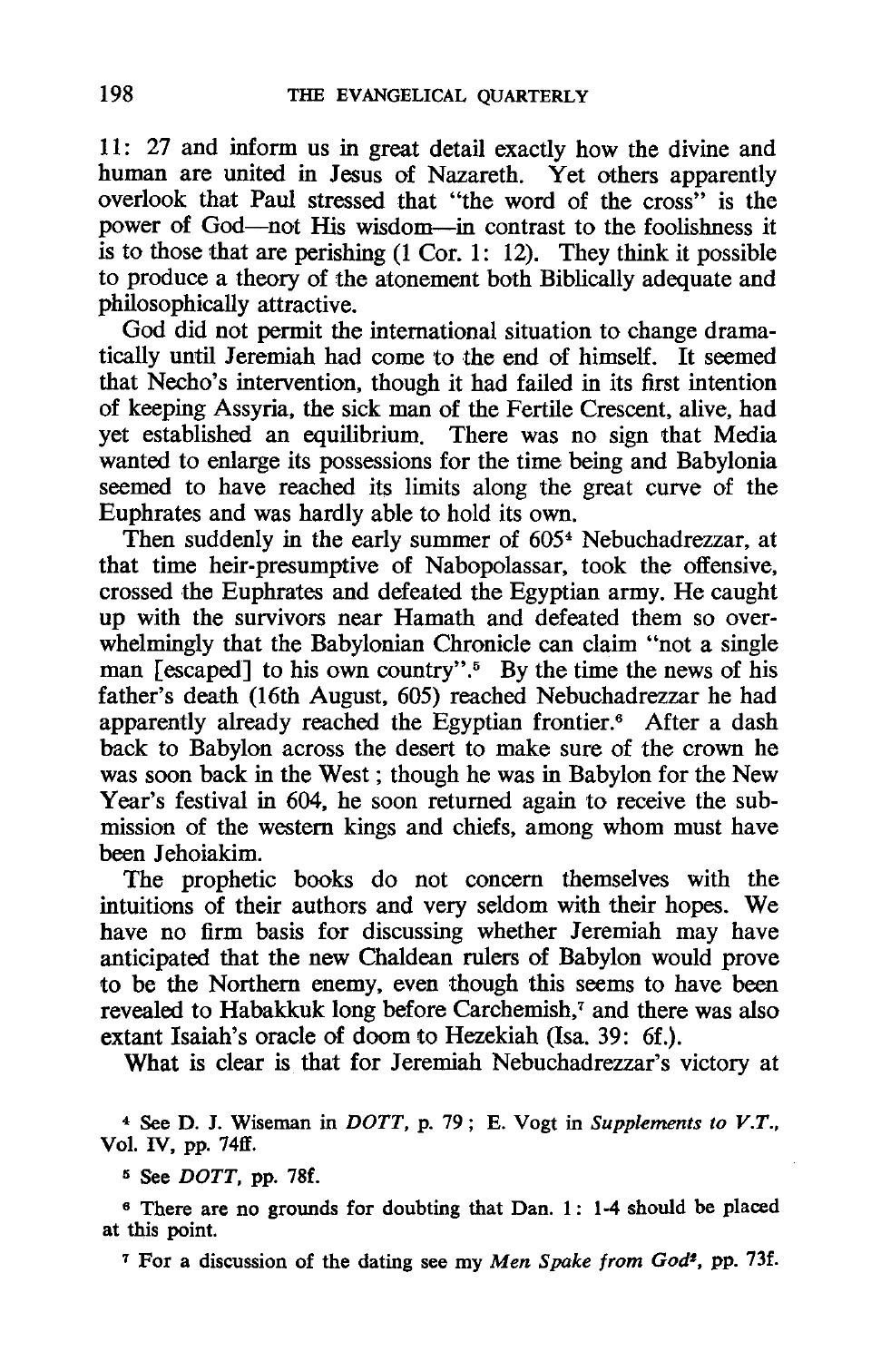11: 27 and inform us in great detail exactly how the divine and human are united in Jesus of Nazareth. Yet others apparently overlook that Paul stressed that "the word of the cross" is the power of God—not His wisdom—in contrast to the foolishness it is to those that are perishing (1 Cor. 1: 12). They think it possible to produce a theory of the atonement both Biblically adequate and philosophically attractive.

God did not permit the international situation to change dramatically until Jeremiah had come to the end of himself. It seemed that Necho's intervention, though it had failed in its first intention of keeping Assyria, the sick man of the Fertile Crescent, alive, had yet established an equilibrium. There was no sign that Media wanted to enlarge its possessions for the time being and Babylonia seemed to have reached its limits along the great curve of the Euphrates and was hardly able to hold its own.

Then suddenly in the early summer of 605[4] Nebuchadrezzar, at that time heir-presumptive of Nabopolassar, took the offensive, crossed the Euphrates and defeated the Egyptian army. He caught up with the survivors near Hamath and defeated them so overwhelmingly that the Babylonian Chronicle can claim "not a single man [escaped] to his own country".[5] By the time the news of his father's death (16th August, 605) reached Nebuchadrezzar he had apparently already reached the Egyptian frontier.[6] After a dash back to Babylon across the desert to make sure of the crown he was soon back in the West; though he was in Babylon for the New Year's festival in 604, he soon returned again to receive the submission of the western kings and chiefs, among whom must have been Jehoiakim.

The prophetic books do not concern themselves with the intuitions of their authors and very seldom with their hopes. We have no firm basis for discussing whether Jeremiah may have anticipated that the new Chaldean rulers of Babylon would prove to be the Northern enemy, even though this seems to have been revealed to Habakkuk long before Carchemish,[7] and there was also extant Isaiah's oracle of doom to Hezekiah (Isa. 39: 6f.).

What is clear is that for Jeremiah Nebuchadrezzar's victory at

[4] See D. J. Wiseman in *DOTT*, p. 79; E. Vogt in *Supplements to V.T.*, Vol. IV, pp. 74ff.

[5] See *DOTT*, pp. 78f.

[6] There are no grounds for doubting that Dan. 1: 1-4 should be placed at this point.

[7] For a discussion of the dating see my *Men Spake from God*², pp. 73f.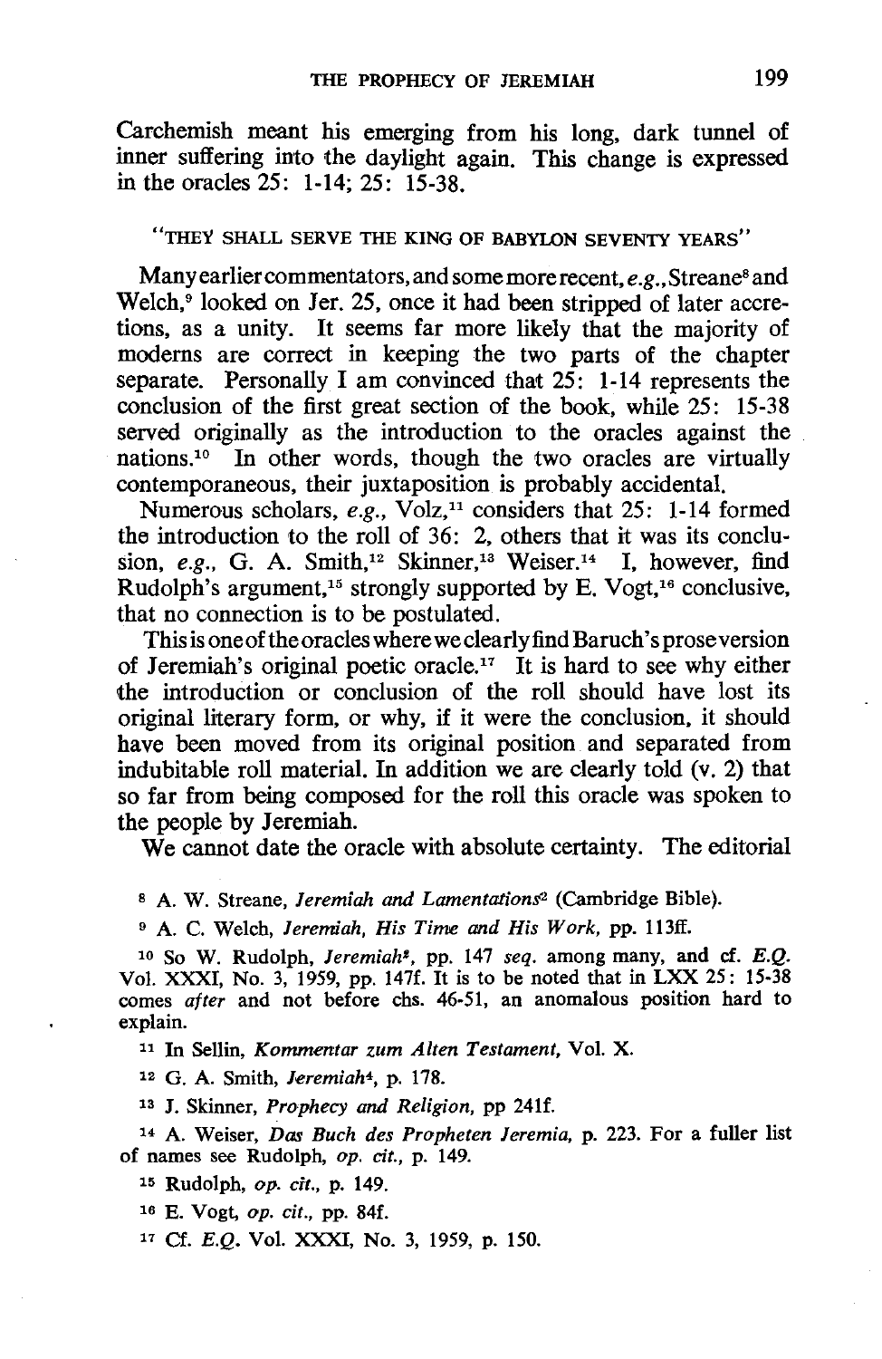Carchemish meant his emerging from his long, dark tunnel of inner suffering into the daylight again. This change is expressed in the oracles 25: 1-14; 25: 15-38.

## "THEY SHALL SERVE THE KING OF BABYLON SEVENTY YEARS"

Many earlier commentators, and some more recent, *e.g.*, Streane[8] and Welch,[9] looked on Jer. 25, once it had been stripped of later accretions, as a unity. It seems far more likely that the majority of moderns are correct in keeping the two parts of the chapter separate. Personally I am convinced that 25: 1-14 represents the conclusion of the first great section of the book, while 25: 15-38 served originally as the introduction to the oracles against the nations.[10] In other words, though the two oracles are virtually contemporaneous, their juxtaposition is probably accidental.

Numerous scholars, *e.g.*, Volz,[11] considers that 25: 1-14 formed the introduction to the roll of 36: 2, others that it was its conclusion, *e.g.*, G. A. Smith,[12] Skinner,[13] Weiser.[14] I, however, find Rudolph's argument,[15] strongly supported by E. Vogt,[16] conclusive, that no connection is to be postulated.

This is one of the oracles where we clearly find Baruch's prose version of Jeremiah's original poetic oracle.[17] It is hard to see why either the introduction or conclusion of the roll should have lost its original literary form, or why, if it were the conclusion, it should have been moved from its original position and separated from indubitable roll material. In addition we are clearly told (v. 2) that so far from being composed for the roll this oracle was spoken to the people by Jeremiah.

We cannot date the oracle with absolute certainty. The editorial

---

[8] A. W. Streane, *Jeremiah and Lamentations*[2] (Cambridge Bible).

[9] A. C. Welch, *Jeremiah, His Time and His Work*, pp. 113ff.

[10] So W. Rudolph, *Jeremiah*[2], pp. 147 *seq.* among many, and cf. *E.Q.* Vol. XXXI, No. 3, 1959, pp. 147f. It is to be noted that in LXX 25: 15-38 comes *after* and not before chs. 46-51, an anomalous position hard to explain.

[11] In Sellin, *Kommentar zum Alten Testament*, Vol. X.

[12] G. A. Smith, *Jeremiah*[4], p. 178.

[13] J. Skinner, *Prophecy and Religion*, pp 241f.

[14] A. Weiser, *Das Buch des Propheten Jeremia*, p. 223. For a fuller list of names see Rudolph, *op. cit.*, p. 149.

[15] Rudolph, *op. cit.*, p. 149.

[16] E. Vogt, *op. cit.*, pp. 84f.

[17] Cf. *E.Q.* Vol. XXXI, No. 3, 1959, p. 150.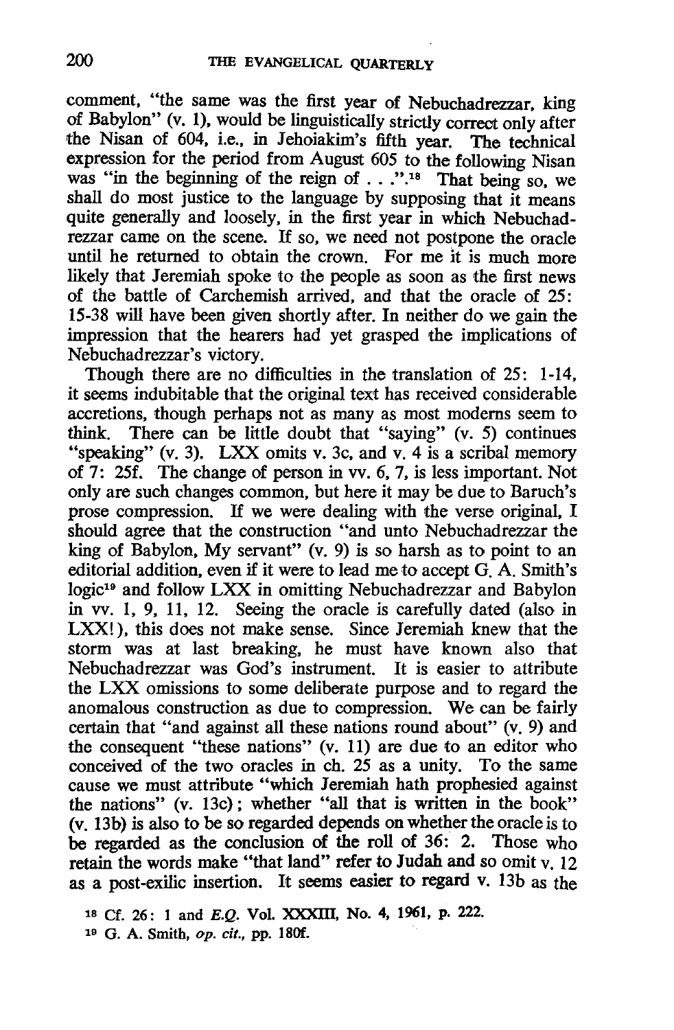comment, "the same was the first year of Nebuchadrezzar, king of Babylon" (v. 1), would be linguistically strictly correct only after the Nisan of 604, i.e., in Jehoiakim's fifth year. The technical expression for the period from August 605 to the following Nisan was "in the beginning of the reign of . . .".[18] That being so, we shall do most justice to the language by supposing that it means quite generally and loosely, in the first year in which Nebuchadrezzar came on the scene. If so, we need not postpone the oracle until he returned to obtain the crown. For me it is much more likely that Jeremiah spoke to the people as soon as the first news of the battle of Carchemish arrived, and that the oracle of 25: 15-38 will have been given shortly after. In neither do we gain the impression that the hearers had yet grasped the implications of Nebuchadrezzar's victory.

Though there are no difficulties in the translation of 25: 1-14, it seems indubitable that the original text has received considerable accretions, though perhaps not as many as most moderns seem to think. There can be little doubt that "saying" (v. 5) continues "speaking" (v. 3). LXX omits v. 3c, and v. 4 is a scribal memory of 7: 25f. The change of person in vv. 6, 7, is less important. Not only are such changes common, but here it may be due to Baruch's prose compression. If we were dealing with the verse original, I should agree that the construction "and unto Nebuchadrezzar the king of Babylon, My servant" (v. 9) is so harsh as to point to an editorial addition, even if it were to lead me to accept G. A. Smith's logic[19] and follow LXX in omitting Nebuchadrezzar and Babylon in vv. 1, 9, 11, 12. Seeing the oracle is carefully dated (also in LXX!), this does not make sense. Since Jeremiah knew that the storm was at last breaking, he must have known also that Nebuchadrezzar was God's instrument. It is easier to attribute the LXX omissions to some deliberate purpose and to regard the anomalous construction as due to compression. We can be fairly certain that "and against all these nations round about" (v. 9) and the consequent "these nations" (v. 11) are due to an editor who conceived of the two oracles in ch. 25 as a unity. To the same cause we must attribute "which Jeremiah hath prophesied against the nations" (v. 13c); whether "all that is written in the book" (v. 13b) is also to be so regarded depends on whether the oracle is to be regarded as the conclusion of the roll of 36: 2. Those who retain the words make "that land" refer to Judah and so omit v. 12 as a post-exilic insertion. It seems easier to regard v. 13b as the

[18] Cf. 26: 1 and *E.Q.* Vol. XXXIII, No. 4, 1961, p. 222.

[19] G. A. Smith, *op. cit.*, pp. 180f.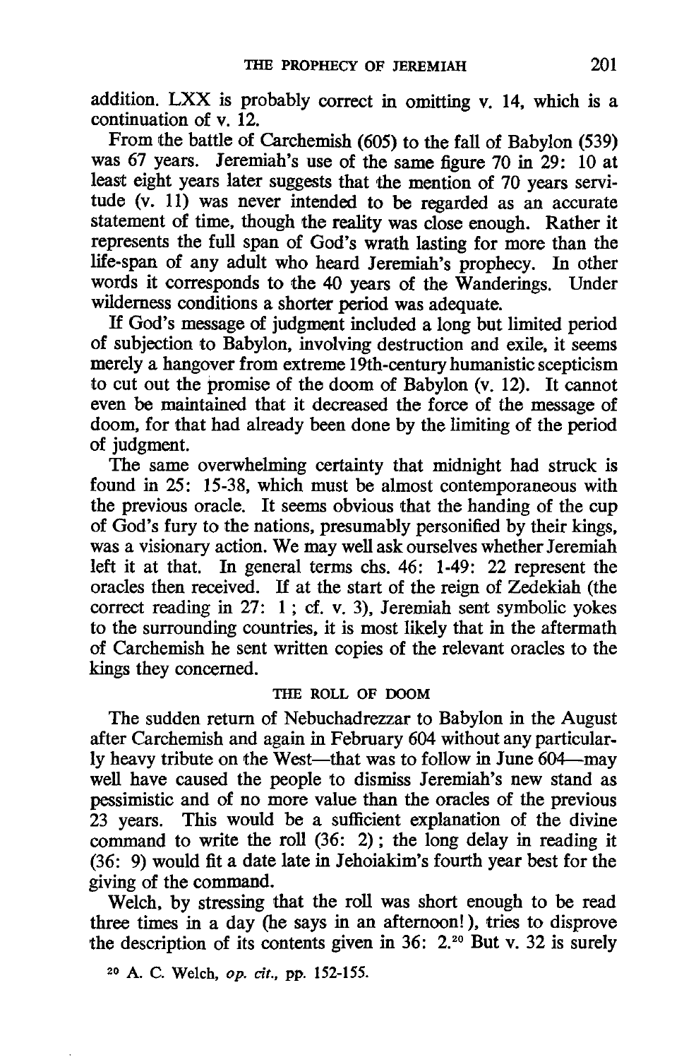addition. LXX is probably correct in omitting v. 14, which is a continuation of v. 12.

From the battle of Carchemish (605) to the fall of Babylon (539) was 67 years. Jeremiah's use of the same figure 70 in 29: 10 at least eight years later suggests that the mention of 70 years servitude (v. 11) was never intended to be regarded as an accurate statement of time, though the reality was close enough. Rather it represents the full span of God's wrath lasting for more than the life-span of any adult who heard Jeremiah's prophecy. In other words it corresponds to the 40 years of the Wanderings. Under wilderness conditions a shorter period was adequate.

If God's message of judgment included a long but limited period of subjection to Babylon, involving destruction and exile, it seems merely a hangover from extreme 19th-century humanistic scepticism to cut out the promise of the doom of Babylon (v. 12). It cannot even be maintained that it decreased the force of the message of doom, for that had already been done by the limiting of the period of judgment.

The same overwhelming certainty that midnight had struck is found in 25: 15-38, which must be almost contemporaneous with the previous oracle. It seems obvious that the handing of the cup of God's fury to the nations, presumably personified by their kings, was a visionary action. We may well ask ourselves whether Jeremiah left it at that. In general terms chs. 46: 1-49: 22 represent the oracles then received. If at the start of the reign of Zedekiah (the correct reading in 27: 1; cf. v. 3), Jeremiah sent symbolic yokes to the surrounding countries, it is most likely that in the aftermath of Carchemish he sent written copies of the relevant oracles to the kings they concerned.

### THE ROLL OF DOOM

The sudden return of Nebuchadrezzar to Babylon in the August after Carchemish and again in February 604 without any particularly heavy tribute on the West—that was to follow in June 604—may well have caused the people to dismiss Jeremiah's new stand as pessimistic and of no more value than the oracles of the previous 23 years. This would be a sufficient explanation of the divine command to write the roll (36: 2); the long delay in reading it (36: 9) would fit a date late in Jehoiakim's fourth year best for the giving of the command.

Welch, by stressing that the roll was short enough to be read three times in a day (he says in an afternoon!), tries to disprove the description of its contents given in 36: 2.[20] But v. 32 is surely

[20] A. C. Welch, *op. cit.*, pp. 152-155.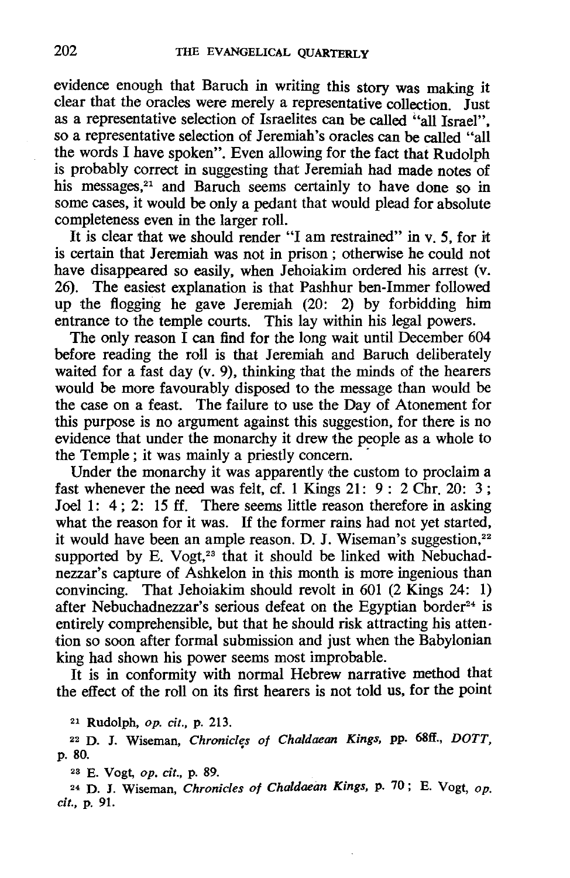evidence enough that Baruch in writing this story was making it clear that the oracles were merely a representative collection. Just as a representative selection of Israelites can be called "all Israel", so a representative selection of Jeremiah's oracles can be called "all the words I have spoken". Even allowing for the fact that Rudolph is probably correct in suggesting that Jeremiah had made notes of his messages,[21] and Baruch seems certainly to have done so in some cases, it would be only a pedant that would plead for absolute completeness even in the larger roll.

It is clear that we should render "I am restrained" in v. 5, for it is certain that Jeremiah was not in prison; otherwise he could not have disappeared so easily, when Jehoiakim ordered his arrest (v. 26). The easiest explanation is that Pashhur ben-Immer followed up the flogging he gave Jeremiah (20: 2) by forbidding him entrance to the temple courts. This lay within his legal powers.

The only reason I can find for the long wait until December 604 before reading the roll is that Jeremiah and Baruch deliberately waited for a fast day (v. 9), thinking that the minds of the hearers would be more favourably disposed to the message than would be the case on a feast. The failure to use the Day of Atonement for this purpose is no argument against this suggestion, for there is no evidence that under the monarchy it drew the people as a whole to the Temple; it was mainly a priestly concern.

Under the monarchy it was apparently the custom to proclaim a fast whenever the need was felt, cf. 1 Kings 21: 9 : 2 Chr. 20: 3; Joel 1: 4; 2: 15 ff. There seems little reason therefore in asking what the reason for it was. If the former rains had not yet started, it would have been an ample reason. D. J. Wiseman's suggestion,[22] supported by E. Vogt,[23] that it should be linked with Nebuchadnezzar's capture of Ashkelon in this month is more ingenious than convincing. That Jehoiakim should revolt in 601 (2 Kings 24: 1) after Nebuchadnezzar's serious defeat on the Egyptian border[24] is entirely comprehensible, but that he should risk attracting his attention so soon after formal submission and just when the Babylonian king had shown his power seems most improbable.

It is in conformity with normal Hebrew narrative method that the effect of the roll on its first hearers is not told us, for the point

[21] Rudolph, *op. cit.*, p. 213.

[22] D. J. Wiseman, *Chronicles of Chaldaean Kings*, pp. 68ff., *DOTT*, p. 80.

[23] E. Vogt, *op. cit.*, p. 89.

[24] D. J. Wiseman, *Chronicles of Chaldaean Kings*, p. 70; E. Vogt, *op. cit.*, p. 91.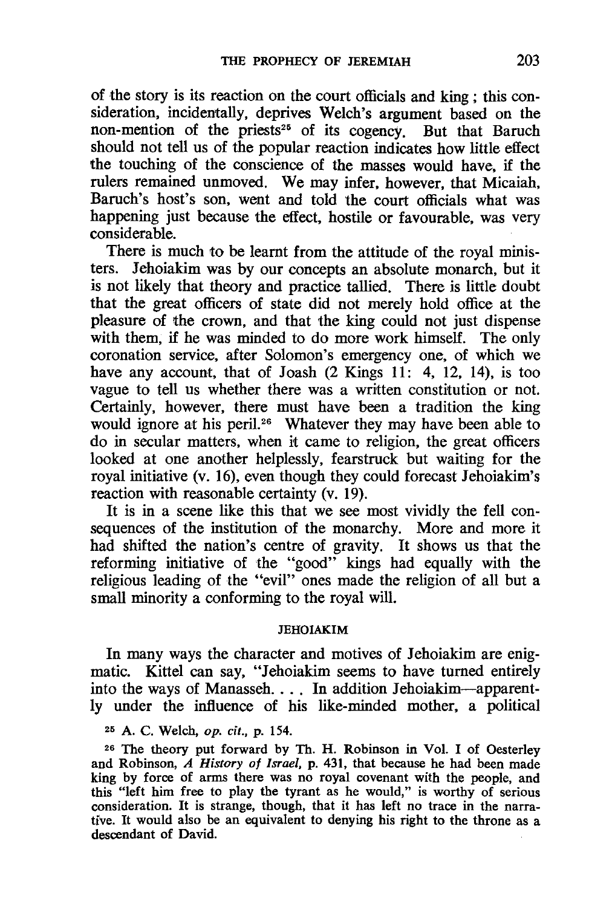of the story is its reaction on the court officials and king; this consideration, incidentally, deprives Welch's argument based on the non-mention of the priests[25] of its cogency. But that Baruch should not tell us of the popular reaction indicates how little effect the touching of the conscience of the masses would have, if the rulers remained unmoved. We may infer, however, that Micaiah, Baruch's host's son, went and told the court officials what was happening just because the effect, hostile or favourable, was very considerable.

There is much to be learnt from the attitude of the royal ministers. Jehoiakim was by our concepts an absolute monarch, but it is not likely that theory and practice tallied. There is little doubt that the great officers of state did not merely hold office at the pleasure of the crown, and that the king could not just dispense with them, if he was minded to do more work himself. The only coronation service, after Solomon's emergency one, of which we have any account, that of Joash (2 Kings 11: 4, 12, 14), is too vague to tell us whether there was a written constitution or not. Certainly, however, there must have been a tradition the king would ignore at his peril.[26] Whatever they may have been able to do in secular matters, when it came to religion, the great officers looked at one another helplessly, fearstruck but waiting for the royal initiative (v. 16), even though they could forecast Jehoiakim's reaction with reasonable certainty (v. 19).

It is in a scene like this that we see most vividly the fell consequences of the institution of the monarchy. More and more it had shifted the nation's centre of gravity. It shows us that the reforming initiative of the "good" kings had equally with the religious leading of the "evil" ones made the religion of all but a small minority a conforming to the royal will.

## JEHOIAKIM

In many ways the character and motives of Jehoiakim are enigmatic. Kittel can say, "Jehoiakim seems to have turned entirely into the ways of Manasseh. . . . In addition Jehoiakim—apparently under the influence of his like-minded mother, a political

[25] A. C. Welch, *op. cit.*, p. 154.

[26] The theory put forward by Th. H. Robinson in Vol. I of Oesterley and Robinson, *A History of Israel*, p. 431, that because he had been made king by force of arms there was no royal covenant with the people, and this "left him free to play the tyrant as he would," is worthy of serious consideration. It is strange, though, that it has left no trace in the narrative. It would also be an equivalent to denying his right to the throne as a descendant of David.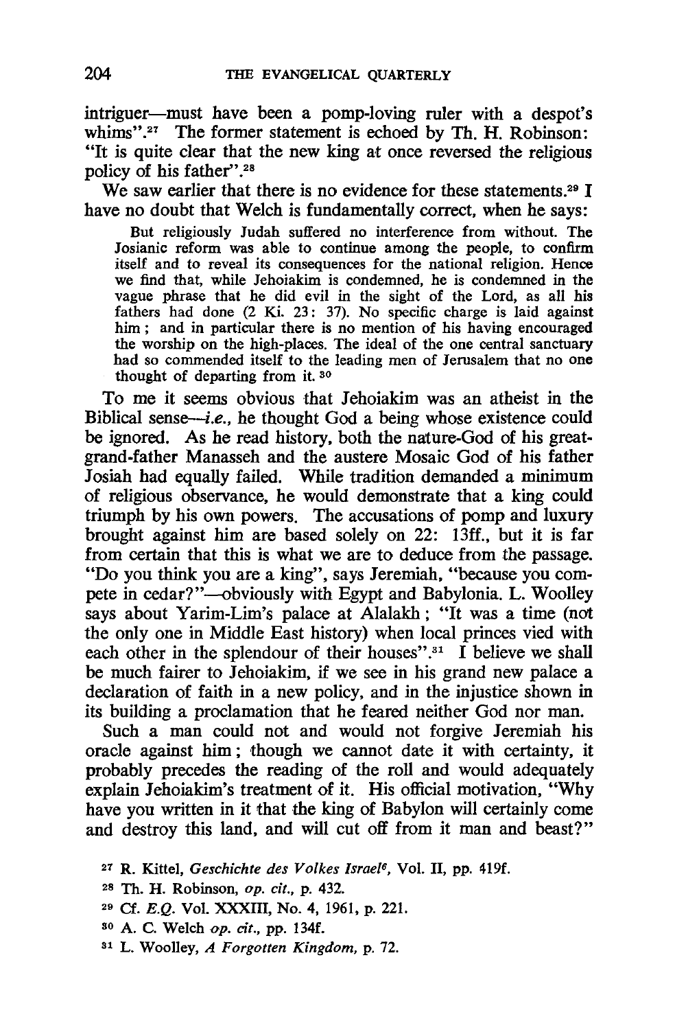intriguer—must have been a pomp-loving ruler with a despot's whims".[27] The former statement is echoed by Th. H. Robinson: "It is quite clear that the new king at once reversed the religious policy of his father".[28]

We saw earlier that there is no evidence for these statements.[29] I have no doubt that Welch is fundamentally correct, when he says:

> But religiously Judah suffered no interference from without. The Josianic reform was able to continue among the people, to confirm itself and to reveal its consequences for the national religion. Hence we find that, while Jehoiakim is condemned, he is condemned in the vague phrase that he did evil in the sight of the Lord, as all his fathers had done (2 Ki. 23: 37). No specific charge is laid against him; and in particular there is no mention of his having encouraged the worship on the high-places. The ideal of the one central sanctuary had so commended itself to the leading men of Jerusalem that no one thought of departing from it.[30]

To me it seems obvious that Jehoiakim was an atheist in the Biblical sense—*i.e.*, he thought God a being whose existence could be ignored. As he read history, both the nature-God of his great-grand-father Manasseh and the austere Mosaic God of his father Josiah had equally failed. While tradition demanded a minimum of religious observance, he would demonstrate that a king could triumph by his own powers. The accusations of pomp and luxury brought against him are based solely on 22: 13ff., but it is far from certain that this is what we are to deduce from the passage. "Do you think you are a king", says Jeremiah, "because you compete in cedar?"—obviously with Egypt and Babylonia. L. Woolley says about Yarim-Lim's palace at Alalakh; "It was a time (not the only one in Middle East history) when local princes vied with each other in the splendour of their houses".[31] I believe we shall be much fairer to Jehoiakim, if we see in his grand new palace a declaration of faith in a new policy, and in the injustice shown in its building a proclamation that he feared neither God nor man.

Such a man could not and would not forgive Jeremiah his oracle against him; though we cannot date it with certainty, it probably precedes the reading of the roll and would adequately explain Jehoiakim's treatment of it. His official motivation, "Why have you written in it that the king of Babylon will certainly come and destroy this land, and will cut off from it man and beast?"

[27] R. Kittel, *Geschichte des Volkes Israel*[6], Vol. II, pp. 419f.

[28] Th. H. Robinson, *op. cit.*, p. 432.

[29] Cf. *E.Q.* Vol. XXXIII, No. 4, 1961, p. 221.

[30] A. C. Welch *op. cit.*, pp. 134f.

[31] L. Woolley, *A Forgotten Kingdom*, p. 72.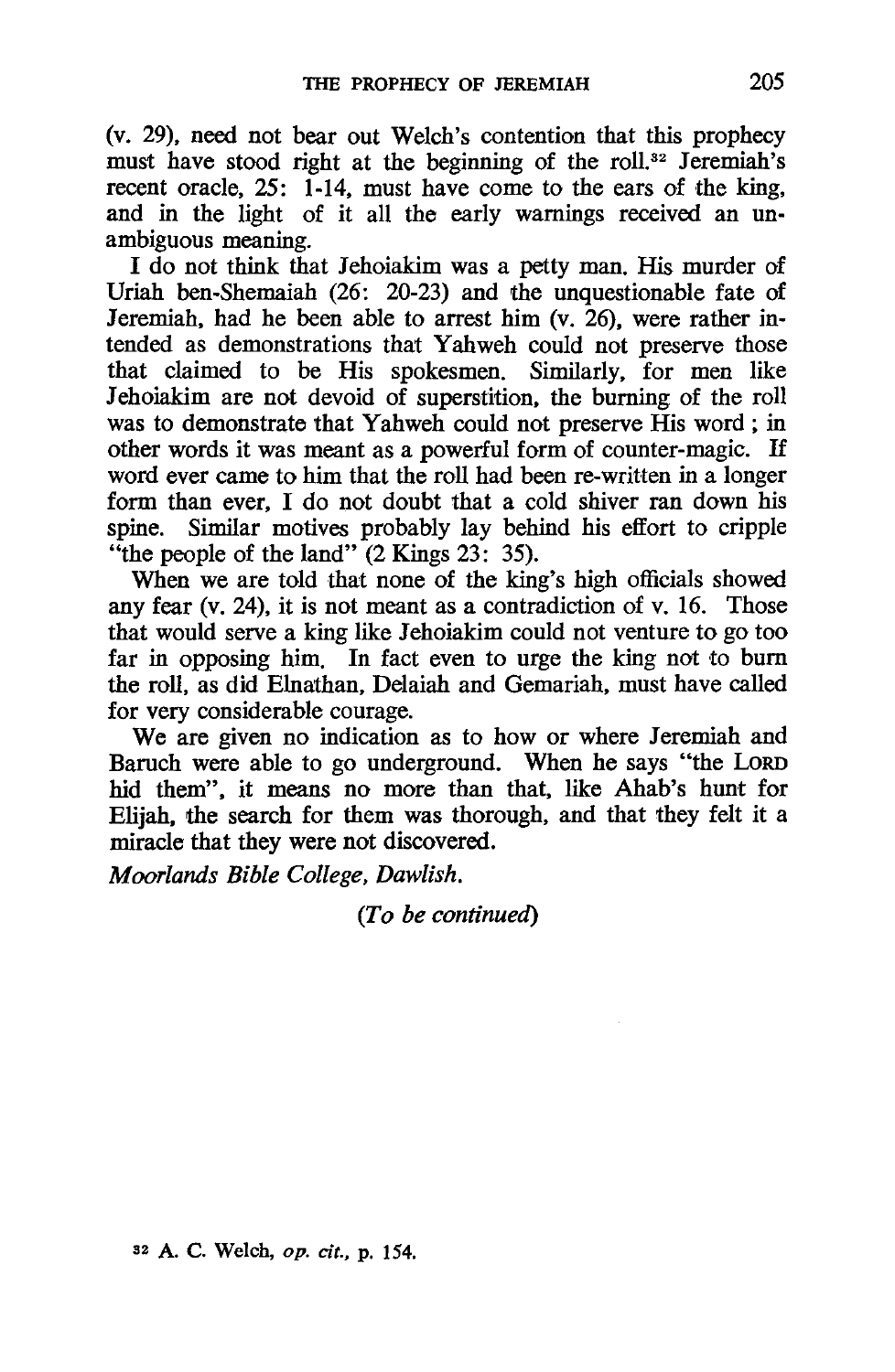(v. 29), need not bear out Welch's contention that this prophecy must have stood right at the beginning of the roll.[32] Jeremiah's recent oracle, 25: 1-14, must have come to the ears of the king, and in the light of it all the early warnings received an unambiguous meaning.

I do not think that Jehoiakim was a petty man. His murder of Uriah ben-Shemaiah (26: 20-23) and the unquestionable fate of Jeremiah, had he been able to arrest him (v. 26), were rather intended as demonstrations that Yahweh could not preserve those that claimed to be His spokesmen. Similarly, for men like Jehoiakim are not devoid of superstition, the burning of the roll was to demonstrate that Yahweh could not preserve His word ; in other words it was meant as a powerful form of counter-magic. If word ever came to him that the roll had been re-written in a longer form than ever, I do not doubt that a cold shiver ran down his spine. Similar motives probably lay behind his effort to cripple "the people of the land" (2 Kings 23: 35).

When we are told that none of the king's high officials showed any fear (v. 24), it is not meant as a contradiction of v. 16. Those that would serve a king like Jehoiakim could not venture to go too far in opposing him. In fact even to urge the king not to burn the roll, as did Elnathan, Delaiah and Gemariah, must have called for very considerable courage.

We are given no indication as to how or where Jeremiah and Baruch were able to go underground. When he says "the LORD hid them", it means no more than that, like Ahab's hunt for Elijah, the search for them was thorough, and that they felt it a miracle that they were not discovered.

*Moorlands Bible College, Dawlish.*

*(To be continued)*

[32] A. C. Welch, *op. cit.*, p. 154.